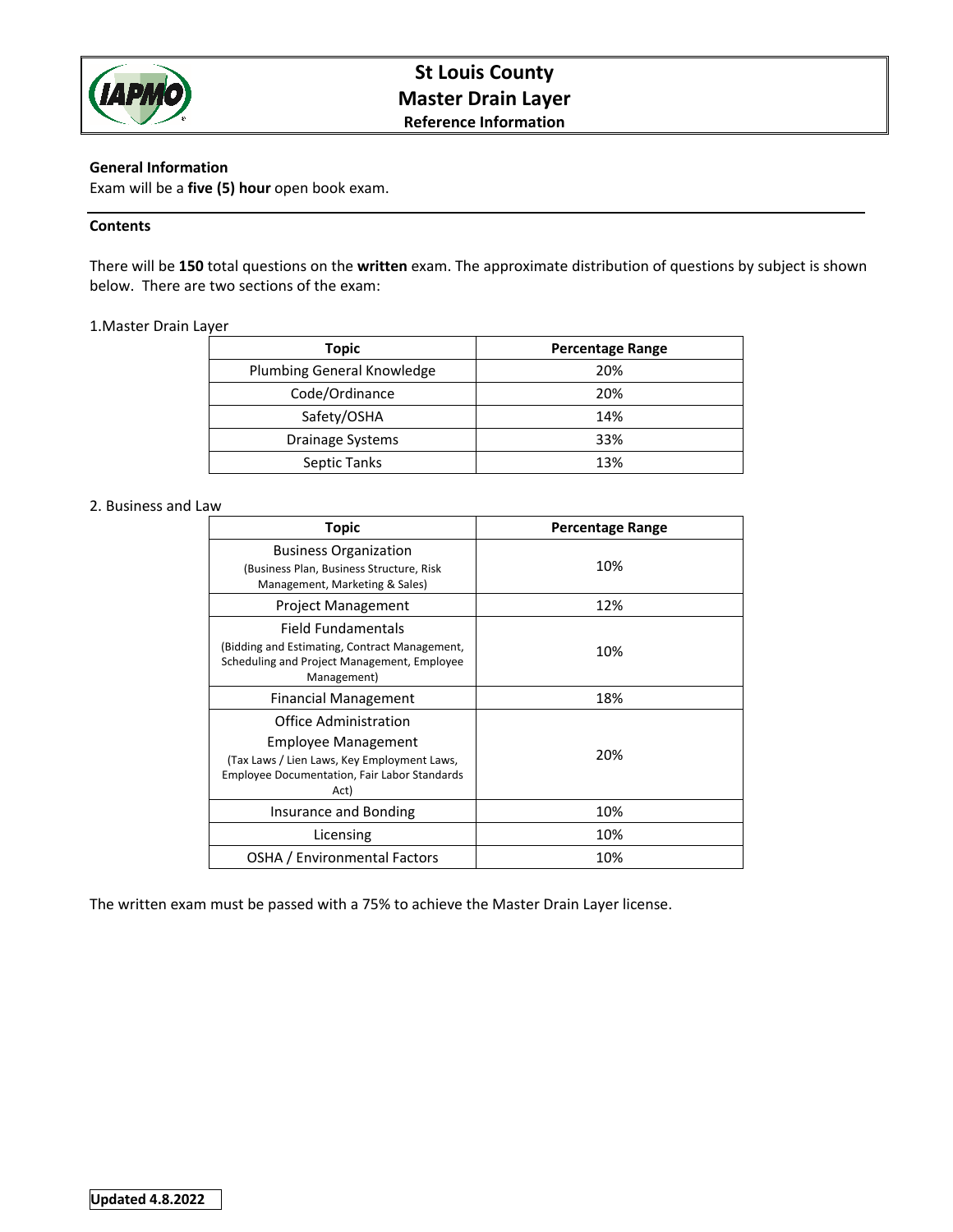# St Louis County
# Master Drain Layer
## Reference Information

**General Information**

Exam will be a **five (5) hour** open book exam.

**Contents**

There will be **150** total questions on the **written** exam. The approximate distribution of questions by subject is shown below. There are two sections of the exam:

1.Master Drain Layer

| Topic | Percentage Range |
|---|---|
| Plumbing General Knowledge | 20% |
| Code/Ordinance | 20% |
| Safety/OSHA | 14% |
| Drainage Systems | 33% |
| Septic Tanks | 13% |

2. Business and Law

| Topic | Percentage Range |
|---|---|
| Business Organization (Business Plan, Business Structure, Risk Management, Marketing & Sales) | 10% |
| Project Management | 12% |
| Field Fundamentals (Bidding and Estimating, Contract Management, Scheduling and Project Management, Employee Management) | 10% |
| Financial Management | 18% |
| Office Administration Employee Management (Tax Laws / Lien Laws, Key Employment Laws, Employee Documentation, Fair Labor Standards Act) | 20% |
| Insurance and Bonding | 10% |
| Licensing | 10% |
| OSHA / Environmental Factors | 10% |

The written exam must be passed with a 75% to achieve the Master Drain Layer license.

**Updated 4.8.2022**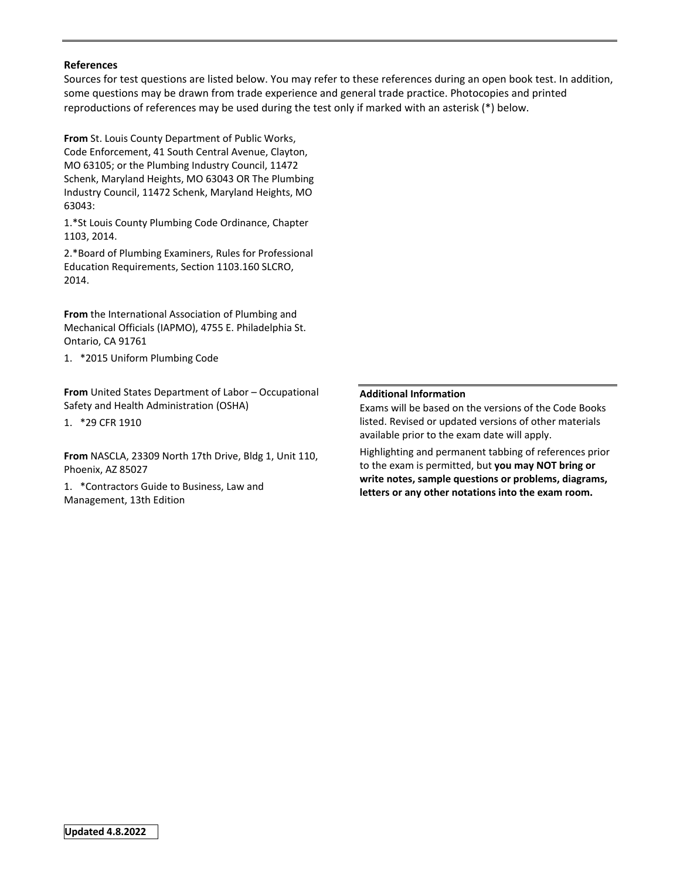**References**

Sources for test questions are listed below. You may refer to these references during an open book test. In addition, some questions may be drawn from trade experience and general trade practice. Photocopies and printed reproductions of references may be used during the test only if marked with an asterisk (*) below.

**From** St. Louis County Department of Public Works, Code Enforcement, 41 South Central Avenue, Clayton, MO 63105; or the Plumbing Industry Council, 11472 Schenk, Maryland Heights, MO 63043 OR The Plumbing Industry Council, 11472 Schenk, Maryland Heights, MO 63043:

1.*St Louis County Plumbing Code Ordinance, Chapter 1103, 2014.

2.*Board of Plumbing Examiners, Rules for Professional Education Requirements, Section 1103.160 SLCRO, 2014.

**From** the International Association of Plumbing and Mechanical Officials (IAPMO), 4755 E. Philadelphia St. Ontario, CA 91761

1. *2015 Uniform Plumbing Code

**From** United States Department of Labor – Occupational Safety and Health Administration (OSHA)

1. *29 CFR 1910

**From** NASCLA, 23309 North 17th Drive, Bldg 1, Unit 110, Phoenix, AZ 85027

1. *Contractors Guide to Business, Law and Management, 13th Edition

**Additional Information**

Exams will be based on the versions of the Code Books listed. Revised or updated versions of other materials available prior to the exam date will apply.

Highlighting and permanent tabbing of references prior to the exam is permitted, but **you may NOT bring or write notes, sample questions or problems, diagrams, letters or any other notations into the exam room.**

**Updated 4.8.2022**